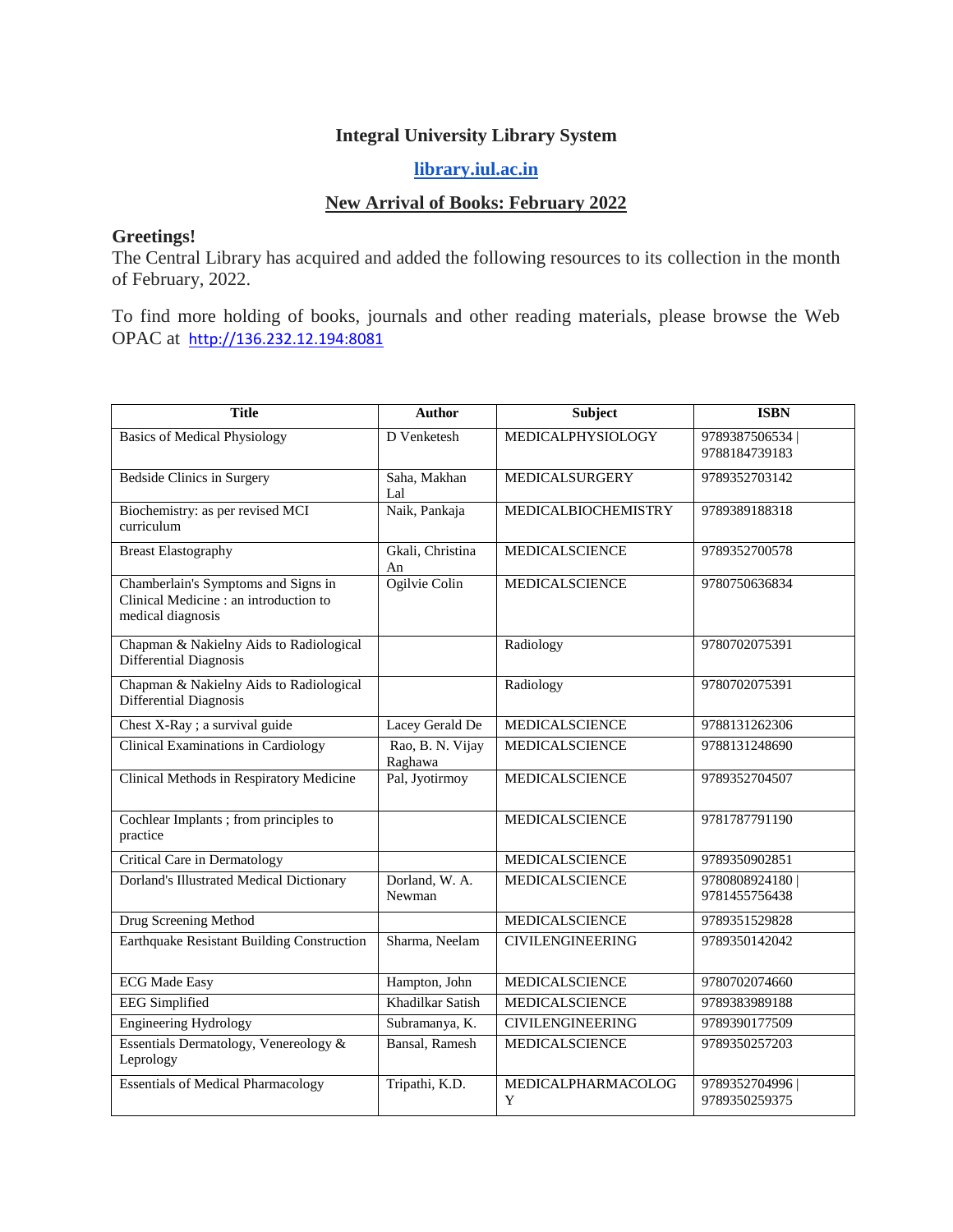# Integral University Library System

## [library.iul.ac.in](library.iul.ac.in)

## New Arrival of Books: February 2022

**Greetings!**

The Central Library has acquired and added the following resources to its collection in the month of February, 2022.

To find more holding of books, journals and other reading materials, please browse the Web OPAC at [http://136.232.12.194:8081](http://136.232.12.194:8081)

| Title | Author | Subject | ISBN |
|---|---|---|---|
| Basics of Medical Physiology | D Venketesh | MEDICALPHYSIOLOGY | 9789387506534 \| 9788184739183 |
| Bedside Clinics in Surgery | Saha, Makhan Lal | MEDICALSURGERY | 9789352703142 |
| Biochemistry: as per revised MCI curriculum | Naik, Pankaja | MEDICALBIOCHEMISTRY | 9789389188318 |
| Breast Elastography | Gkali, Christina An | MEDICALSCIENCE | 9789352700578 |
| Chamberlain's Symptoms and Signs in Clinical Medicine : an introduction to medical diagnosis | Ogilvie Colin | MEDICALSCIENCE | 9780750636834 |
| Chapman & Nakielny Aids to Radiological Differential Diagnosis | | Radiology | 9780702075391 |
| Chapman & Nakielny Aids to Radiological Differential Diagnosis | | Radiology | 9780702075391 |
| Chest X-Ray ; a survival guide | Lacey Gerald De | MEDICALSCIENCE | 9788131262306 |
| Clinical Examinations in Cardiology | Rao, B. N. Vijay Raghawa | MEDICALSCIENCE | 9788131248690 |
| Clinical Methods in Respiratory Medicine | Pal, Jyotirmoy | MEDICALSCIENCE | 9789352704507 |
| Cochlear Implants ; from principles to practice | | MEDICALSCIENCE | 9781787791190 |
| Critical Care in Dermatology | | MEDICALSCIENCE | 9789350902851 |
| Dorland's Illustrated Medical Dictionary | Dorland, W. A. Newman | MEDICALSCIENCE | 9780808924180 \| 9781455756438 |
| Drug Screening Method | | MEDICALSCIENCE | 9789351529828 |
| Earthquake Resistant Building Construction | Sharma, Neelam | CIVILENGINEERING | 9789350142042 |
| ECG Made Easy | Hampton, John | MEDICALSCIENCE | 9780702074660 |
| EEG Simplified | Khadilkar Satish | MEDICALSCIENCE | 9789383989188 |
| Engineering Hydrology | Subramanya, K. | CIVILENGINEERING | 9789390177509 |
| Essentials Dermatology, Venereology & Leprology | Bansal, Ramesh | MEDICALSCIENCE | 9789350257203 |
| Essentials of Medical Pharmacology | Tripathi, K.D. | MEDICALPHARMACOLOGY | 9789352704996 \| 9789350259375 |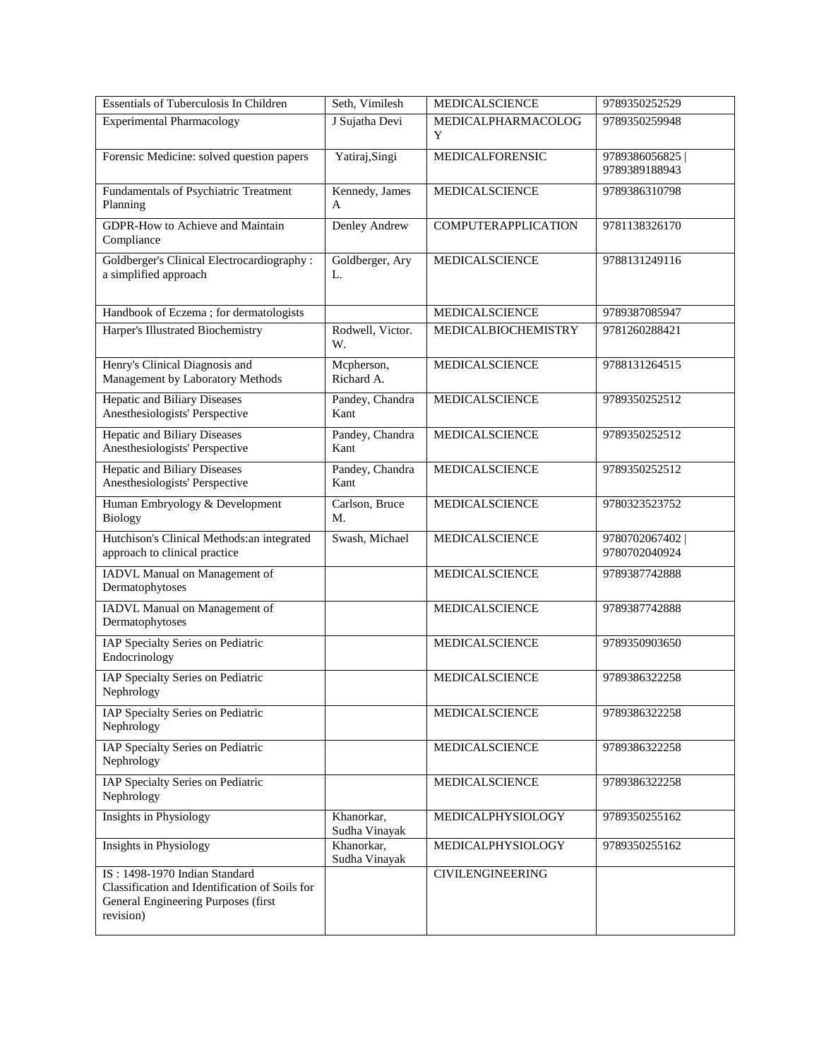| Essentials of Tuberculosis In Children | Seth, Vimilesh | MEDICALSCIENCE | 9789350252529 |
|---|---|---|---|
| Experimental Pharmacology | J Sujatha Devi | MEDICALPHARMACOLOGY | 9789350259948 |
| Forensic Medicine: solved question papers | Yatiraj,Singi | MEDICALFORENSIC | 9789386056825 \| 9789389188943 |
| Fundamentals of Psychiatric Treatment Planning | Kennedy, James A | MEDICALSCIENCE | 9789386310798 |
| GDPR-How to Achieve and Maintain Compliance | Denley Andrew | COMPUTERAPPLICATION | 9781138326170 |
| Goldberger's Clinical Electrocardiography : a simplified approach | Goldberger, Ary L. | MEDICALSCIENCE | 9788131249116 |
| Handbook of Eczema ; for dermatologists | | MEDICALSCIENCE | 9789387085947 |
| Harper's Illustrated Biochemistry | Rodwell, Victor. W. | MEDICALBIOCHEMISTRY | 9781260288421 |
| Henry's Clinical Diagnosis and Management by Laboratory Methods | Mcpherson, Richard A. | MEDICALSCIENCE | 9788131264515 |
| Hepatic and Biliary Diseases Anesthesiologists' Perspective | Pandey, Chandra Kant | MEDICALSCIENCE | 9789350252512 |
| Hepatic and Biliary Diseases Anesthesiologists' Perspective | Pandey, Chandra Kant | MEDICALSCIENCE | 9789350252512 |
| Hepatic and Biliary Diseases Anesthesiologists' Perspective | Pandey, Chandra Kant | MEDICALSCIENCE | 9789350252512 |
| Human Embryology & Development Biology | Carlson, Bruce M. | MEDICALSCIENCE | 9780323523752 |
| Hutchison's Clinical Methods:an integrated approach to clinical practice | Swash, Michael | MEDICALSCIENCE | 9780702067402 \| 9780702040924 |
| IADVL Manual on Management of Dermatophytoses | | MEDICALSCIENCE | 9789387742888 |
| IADVL Manual on Management of Dermatophytoses | | MEDICALSCIENCE | 9789387742888 |
| IAP Specialty Series on Pediatric Endocrinology | | MEDICALSCIENCE | 9789350903650 |
| IAP Specialty Series on Pediatric Nephrology | | MEDICALSCIENCE | 9789386322258 |
| IAP Specialty Series on Pediatric Nephrology | | MEDICALSCIENCE | 9789386322258 |
| IAP Specialty Series on Pediatric Nephrology | | MEDICALSCIENCE | 9789386322258 |
| IAP Specialty Series on Pediatric Nephrology | | MEDICALSCIENCE | 9789386322258 |
| Insights in Physiology | Khanorkar, Sudha Vinayak | MEDICALPHYSIOLOGY | 9789350255162 |
| Insights in Physiology | Khanorkar, Sudha Vinayak | MEDICALPHYSIOLOGY | 9789350255162 |
| IS : 1498-1970 Indian Standard Classification and Identification of Soils for General Engineering Purposes (first revision) | | CIVILENGINEERING | |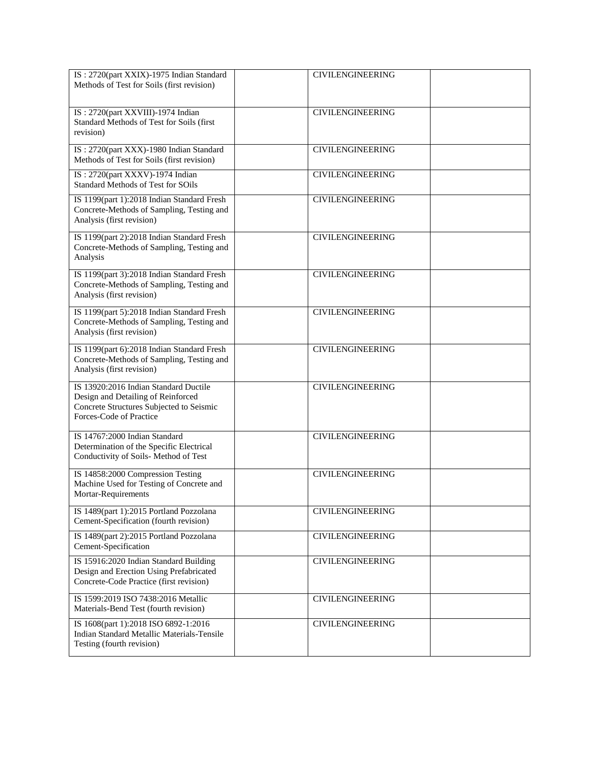| | | | |
|---|---|---|---|
| IS : 2720(part XXIX)-1975 Indian Standard Methods of Test for Soils (first revision) | | CIVILENGINEERING | |
| IS : 2720(part XXVIII)-1974 Indian Standard Methods of Test for Soils (first revision) | | CIVILENGINEERING | |
| IS : 2720(part XXX)-1980 Indian Standard Methods of Test for Soils (first revision) | | CIVILENGINEERING | |
| IS : 2720(part XXXV)-1974 Indian Standard Methods of Test for SOils | | CIVILENGINEERING | |
| IS 1199(part 1):2018 Indian Standard Fresh Concrete-Methods of Sampling, Testing and Analysis (first revision) | | CIVILENGINEERING | |
| IS 1199(part 2):2018 Indian Standard Fresh Concrete-Methods of Sampling, Testing and Analysis | | CIVILENGINEERING | |
| IS 1199(part 3):2018 Indian Standard Fresh Concrete-Methods of Sampling, Testing and Analysis (first revision) | | CIVILENGINEERING | |
| IS 1199(part 5):2018 Indian Standard Fresh Concrete-Methods of Sampling, Testing and Analysis (first revision) | | CIVILENGINEERING | |
| IS 1199(part 6):2018 Indian Standard Fresh Concrete-Methods of Sampling, Testing and Analysis (first revision) | | CIVILENGINEERING | |
| IS 13920:2016 Indian Standard Ductile Design and Detailing of Reinforced Concrete Structures Subjected to Seismic Forces-Code of Practice | | CIVILENGINEERING | |
| IS 14767:2000 Indian Standard Determination of the Specific Electrical Conductivity of Soils- Method of Test | | CIVILENGINEERING | |
| IS 14858:2000 Compression Testing Machine Used for Testing of Concrete and Mortar-Requirements | | CIVILENGINEERING | |
| IS 1489(part 1):2015 Portland Pozzolana Cement-Specification (fourth revision) | | CIVILENGINEERING | |
| IS 1489(part 2):2015 Portland Pozzolana Cement-Specification | | CIVILENGINEERING | |
| IS 15916:2020 Indian Standard Building Design and Erection Using Prefabricated Concrete-Code Practice (first revision) | | CIVILENGINEERING | |
| IS 1599:2019 ISO 7438:2016 Metallic Materials-Bend Test (fourth revision) | | CIVILENGINEERING | |
| IS 1608(part 1):2018 ISO 6892-1:2016 Indian Standard Metallic Materials-Tensile Testing (fourth revision) | | CIVILENGINEERING | |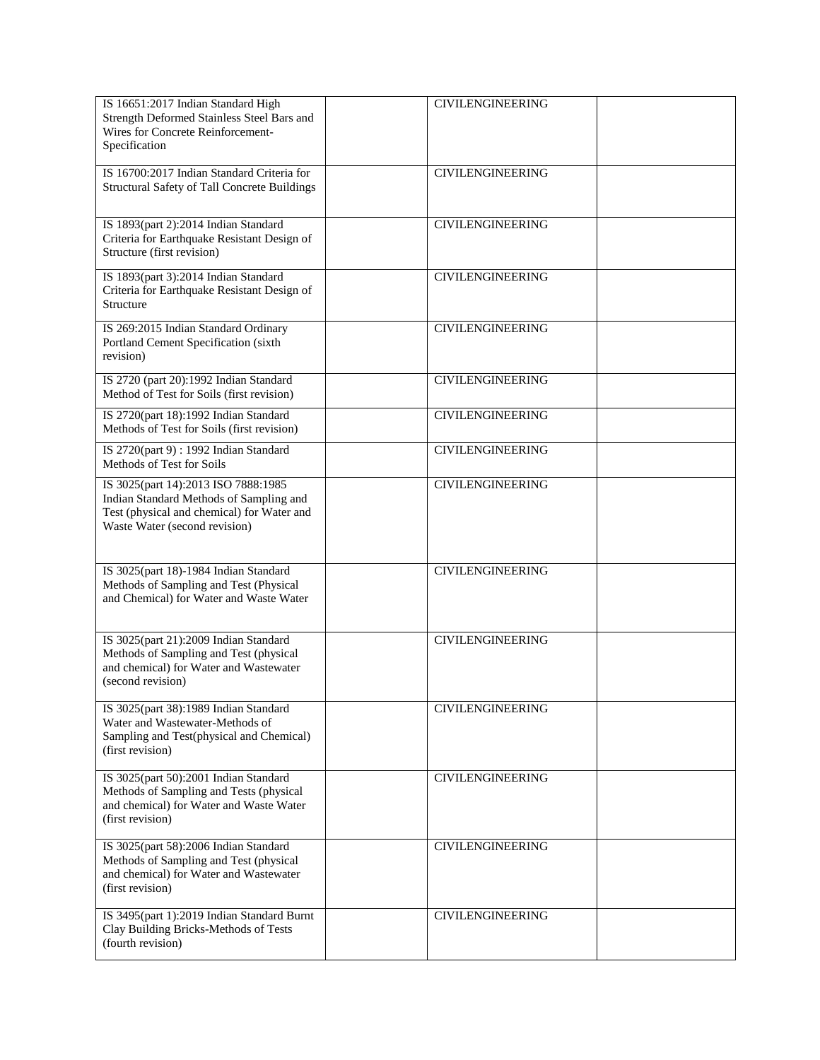| | | | |
|---|---|---|---|
| IS 16651:2017 Indian Standard High Strength Deformed Stainless Steel Bars and Wires for Concrete Reinforcement-Specification | | CIVILENGINEERING | |
| IS 16700:2017 Indian Standard Criteria for Structural Safety of Tall Concrete Buildings | | CIVILENGINEERING | |
| IS 1893(part 2):2014 Indian Standard Criteria for Earthquake Resistant Design of Structure (first revision) | | CIVILENGINEERING | |
| IS 1893(part 3):2014 Indian Standard Criteria for Earthquake Resistant Design of Structure | | CIVILENGINEERING | |
| IS 269:2015 Indian Standard Ordinary Portland Cement Specification (sixth revision) | | CIVILENGINEERING | |
| IS 2720 (part 20):1992 Indian Standard Method of Test for Soils (first revision) | | CIVILENGINEERING | |
| IS 2720(part 18):1992 Indian Standard Methods of Test for Soils (first revision) | | CIVILENGINEERING | |
| IS 2720(part 9) : 1992 Indian Standard Methods of Test for Soils | | CIVILENGINEERING | |
| IS 3025(part 14):2013 ISO 7888:1985 Indian Standard Methods of Sampling and Test (physical and chemical) for Water and Waste Water (second revision) | | CIVILENGINEERING | |
| IS 3025(part 18)-1984 Indian Standard Methods of Sampling and Test (Physical and Chemical) for Water and Waste Water | | CIVILENGINEERING | |
| IS 3025(part 21):2009 Indian Standard Methods of Sampling and Test (physical and chemical) for Water and Wastewater (second revision) | | CIVILENGINEERING | |
| IS 3025(part 38):1989 Indian Standard Water and Wastewater-Methods of Sampling and Test(physical and Chemical) (first revision) | | CIVILENGINEERING | |
| IS 3025(part 50):2001 Indian Standard Methods of Sampling and Tests (physical and chemical) for Water and Waste Water (first revision) | | CIVILENGINEERING | |
| IS 3025(part 58):2006 Indian Standard Methods of Sampling and Test (physical and chemical) for Water and Wastewater (first revision) | | CIVILENGINEERING | |
| IS 3495(part 1):2019 Indian Standard Burnt Clay Building Bricks-Methods of Tests (fourth revision) | | CIVILENGINEERING | |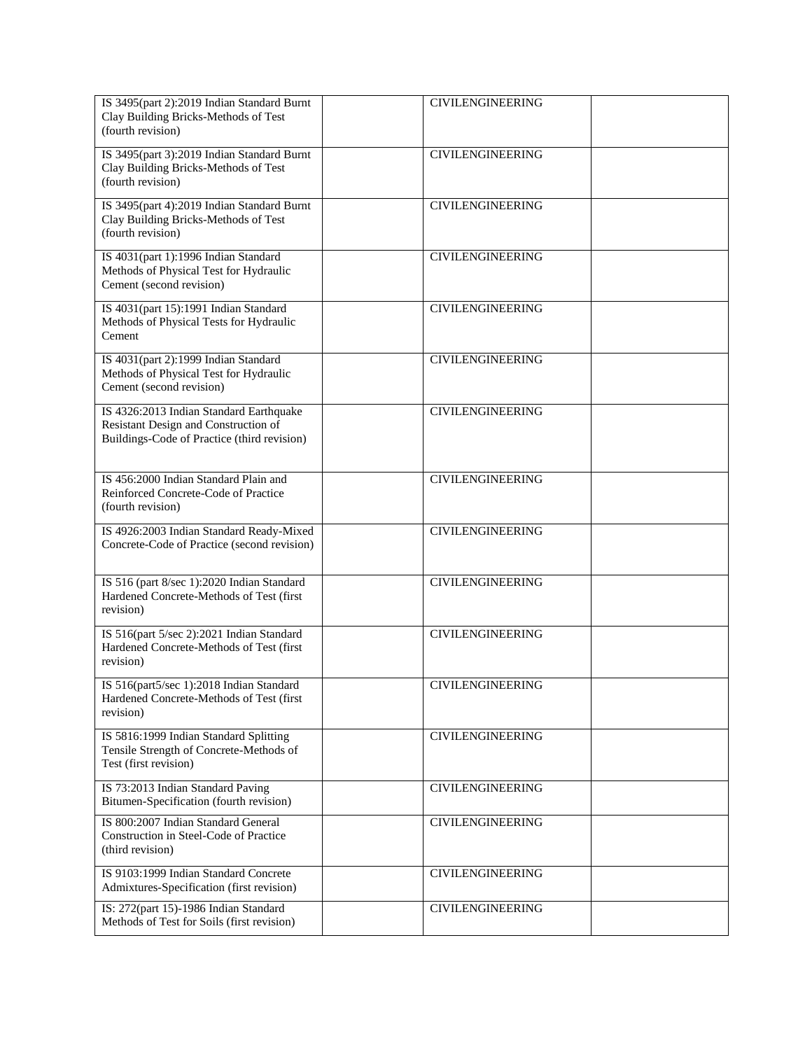| | | | |
|---|---|---|---|
| IS 3495(part 2):2019 Indian Standard Burnt Clay Building Bricks-Methods of Test (fourth revision) | | CIVILENGINEERING | |
| IS 3495(part 3):2019 Indian Standard Burnt Clay Building Bricks-Methods of Test (fourth revision) | | CIVILENGINEERING | |
| IS 3495(part 4):2019 Indian Standard Burnt Clay Building Bricks-Methods of Test (fourth revision) | | CIVILENGINEERING | |
| IS 4031(part 1):1996 Indian Standard Methods of Physical Test for Hydraulic Cement (second revision) | | CIVILENGINEERING | |
| IS 4031(part 15):1991 Indian Standard Methods of Physical Tests for Hydraulic Cement | | CIVILENGINEERING | |
| IS 4031(part 2):1999 Indian Standard Methods of Physical Test for Hydraulic Cement (second revision) | | CIVILENGINEERING | |
| IS 4326:2013 Indian Standard Earthquake Resistant Design and Construction of Buildings-Code of Practice (third revision) | | CIVILENGINEERING | |
| IS 456:2000 Indian Standard Plain and Reinforced Concrete-Code of Practice (fourth revision) | | CIVILENGINEERING | |
| IS 4926:2003 Indian Standard Ready-Mixed Concrete-Code of Practice (second revision) | | CIVILENGINEERING | |
| IS 516 (part 8/sec 1):2020 Indian Standard Hardened Concrete-Methods of Test (first revision) | | CIVILENGINEERING | |
| IS 516(part 5/sec 2):2021 Indian Standard Hardened Concrete-Methods of Test (first revision) | | CIVILENGINEERING | |
| IS 516(part5/sec 1):2018 Indian Standard Hardened Concrete-Methods of Test (first revision) | | CIVILENGINEERING | |
| IS 5816:1999 Indian Standard Splitting Tensile Strength of Concrete-Methods of Test (first revision) | | CIVILENGINEERING | |
| IS 73:2013 Indian Standard Paving Bitumen-Specification (fourth revision) | | CIVILENGINEERING | |
| IS 800:2007 Indian Standard General Construction in Steel-Code of Practice (third revision) | | CIVILENGINEERING | |
| IS 9103:1999 Indian Standard Concrete Admixtures-Specification (first revision) | | CIVILENGINEERING | |
| IS: 272(part 15)-1986 Indian Standard Methods of Test for Soils (first revision) | | CIVILENGINEERING | |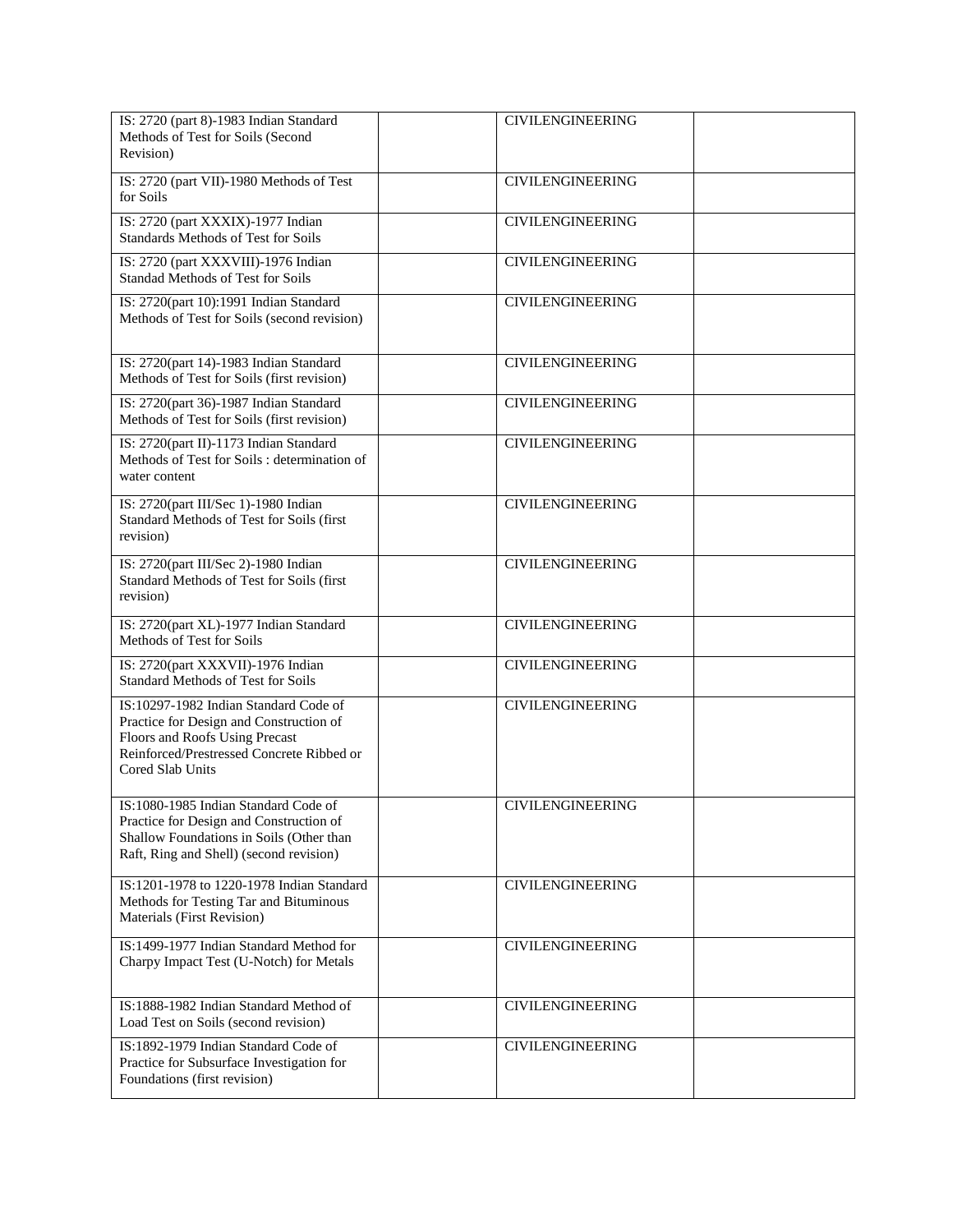| | | | |
|---|---|---|---|
| IS: 2720 (part 8)-1983 Indian Standard Methods of Test for Soils (Second Revision) | | CIVILENGINEERING | |
| IS: 2720 (part VII)-1980 Methods of Test for Soils | | CIVILENGINEERING | |
| IS: 2720 (part XXXIX)-1977 Indian Standards Methods of Test for Soils | | CIVILENGINEERING | |
| IS: 2720 (part XXXVIII)-1976 Indian Standad Methods of Test for Soils | | CIVILENGINEERING | |
| IS: 2720(part 10):1991 Indian Standard Methods of Test for Soils (second revision) | | CIVILENGINEERING | |
| IS: 2720(part 14)-1983 Indian Standard Methods of Test for Soils (first revision) | | CIVILENGINEERING | |
| IS: 2720(part 36)-1987 Indian Standard Methods of Test for Soils (first revision) | | CIVILENGINEERING | |
| IS: 2720(part II)-1173 Indian Standard Methods of Test for Soils : determination of water content | | CIVILENGINEERING | |
| IS: 2720(part III/Sec 1)-1980 Indian Standard Methods of Test for Soils (first revision) | | CIVILENGINEERING | |
| IS: 2720(part III/Sec 2)-1980 Indian Standard Methods of Test for Soils (first revision) | | CIVILENGINEERING | |
| IS: 2720(part XL)-1977 Indian Standard Methods of Test for Soils | | CIVILENGINEERING | |
| IS: 2720(part XXXVII)-1976 Indian Standard Methods of Test for Soils | | CIVILENGINEERING | |
| IS:10297-1982 Indian Standard Code of Practice for Design and Construction of Floors and Roofs Using Precast Reinforced/Prestressed Concrete Ribbed or Cored Slab Units | | CIVILENGINEERING | |
| IS:1080-1985 Indian Standard Code of Practice for Design and Construction of Shallow Foundations in Soils (Other than Raft, Ring and Shell) (second revision) | | CIVILENGINEERING | |
| IS:1201-1978 to 1220-1978 Indian Standard Methods for Testing Tar and Bituminous Materials (First Revision) | | CIVILENGINEERING | |
| IS:1499-1977 Indian Standard Method for Charpy Impact Test (U-Notch) for Metals | | CIVILENGINEERING | |
| IS:1888-1982 Indian Standard Method of Load Test on Soils (second revision) | | CIVILENGINEERING | |
| IS:1892-1979 Indian Standard Code of Practice for Subsurface Investigation for Foundations (first revision) | | CIVILENGINEERING | |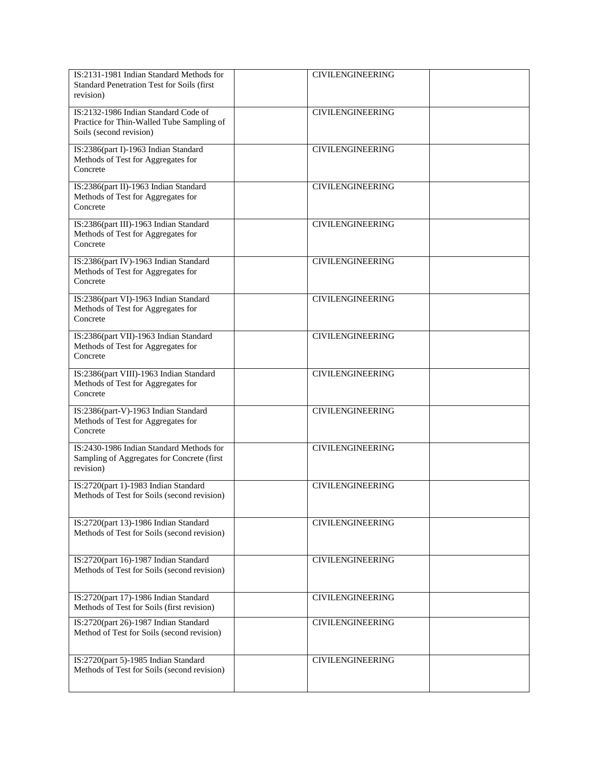| | | | |
|---|---|---|---|
| IS:2131-1981 Indian Standard Methods for Standard Penetration Test for Soils (first revision) | | CIVILENGINEERING | |
| IS:2132-1986 Indian Standard Code of Practice for Thin-Walled Tube Sampling of Soils (second revision) | | CIVILENGINEERING | |
| IS:2386(part I)-1963 Indian Standard Methods of Test for Aggregates for Concrete | | CIVILENGINEERING | |
| IS:2386(part II)-1963 Indian Standard Methods of Test for Aggregates for Concrete | | CIVILENGINEERING | |
| IS:2386(part III)-1963 Indian Standard Methods of Test for Aggregates for Concrete | | CIVILENGINEERING | |
| IS:2386(part IV)-1963 Indian Standard Methods of Test for Aggregates for Concrete | | CIVILENGINEERING | |
| IS:2386(part VI)-1963 Indian Standard Methods of Test for Aggregates for Concrete | | CIVILENGINEERING | |
| IS:2386(part VII)-1963 Indian Standard Methods of Test for Aggregates for Concrete | | CIVILENGINEERING | |
| IS:2386(part VIII)-1963 Indian Standard Methods of Test for Aggregates for Concrete | | CIVILENGINEERING | |
| IS:2386(part-V)-1963 Indian Standard Methods of Test for Aggregates for Concrete | | CIVILENGINEERING | |
| IS:2430-1986 Indian Standard Methods for Sampling of Aggregates for Concrete (first revision) | | CIVILENGINEERING | |
| IS:2720(part 1)-1983 Indian Standard Methods of Test for Soils (second revision) | | CIVILENGINEERING | |
| IS:2720(part 13)-1986 Indian Standard Methods of Test for Soils (second revision) | | CIVILENGINEERING | |
| IS:2720(part 16)-1987 Indian Standard Methods of Test for Soils (second revision) | | CIVILENGINEERING | |
| IS:2720(part 17)-1986 Indian Standard Methods of Test for Soils (first revision) | | CIVILENGINEERING | |
| IS:2720(part 26)-1987 Indian Standard Method of Test for Soils (second revision) | | CIVILENGINEERING | |
| IS:2720(part 5)-1985 Indian Standard Methods of Test for Soils (second revision) | | CIVILENGINEERING | |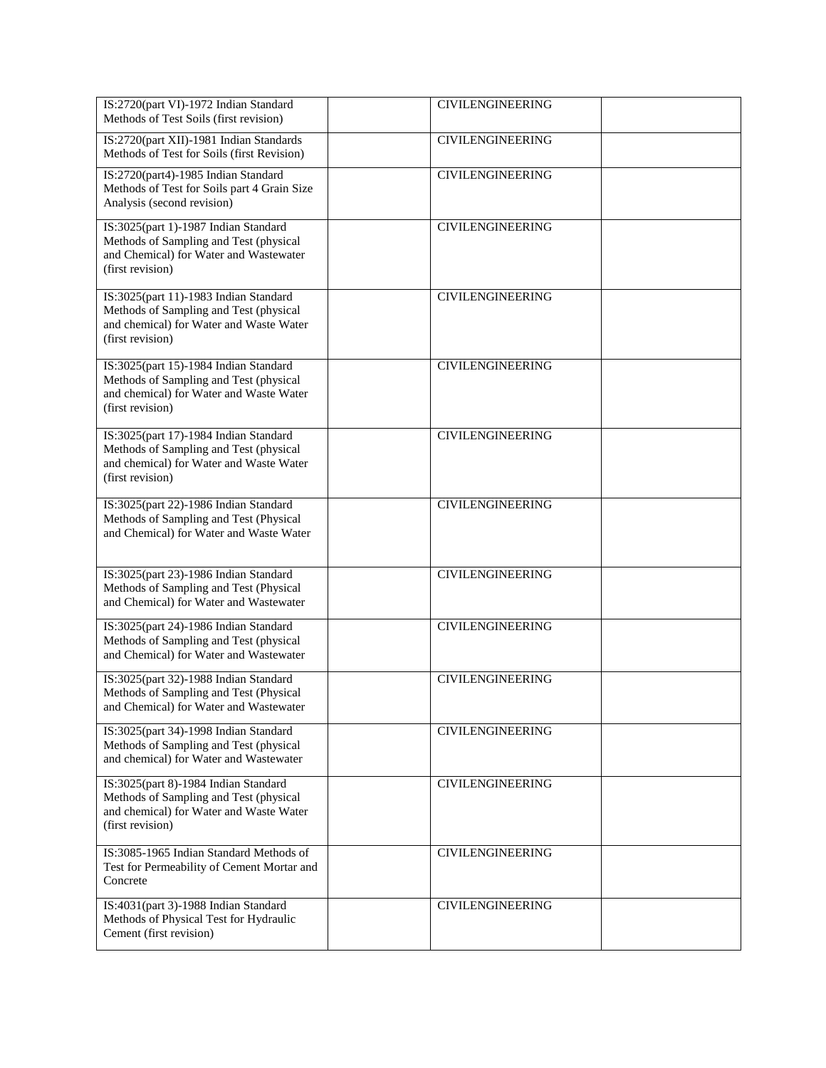| | | | |
|---|---|---|---|
| IS:2720(part VI)-1972 Indian Standard Methods of Test Soils (first revision) | | CIVILENGINEERING | |
| IS:2720(part XII)-1981 Indian Standards Methods of Test for Soils (first Revision) | | CIVILENGINEERING | |
| IS:2720(part4)-1985 Indian Standard Methods of Test for Soils part 4 Grain Size Analysis (second revision) | | CIVILENGINEERING | |
| IS:3025(part 1)-1987 Indian Standard Methods of Sampling and Test (physical and Chemical) for Water and Wastewater (first revision) | | CIVILENGINEERING | |
| IS:3025(part 11)-1983 Indian Standard Methods of Sampling and Test (physical and chemical) for Water and Waste Water (first revision) | | CIVILENGINEERING | |
| IS:3025(part 15)-1984 Indian Standard Methods of Sampling and Test (physical and chemical) for Water and Waste Water (first revision) | | CIVILENGINEERING | |
| IS:3025(part 17)-1984 Indian Standard Methods of Sampling and Test (physical and chemical) for Water and Waste Water (first revision) | | CIVILENGINEERING | |
| IS:3025(part 22)-1986 Indian Standard Methods of Sampling and Test (Physical and Chemical) for Water and Waste Water | | CIVILENGINEERING | |
| IS:3025(part 23)-1986 Indian Standard Methods of Sampling and Test (Physical and Chemical) for Water and Wastewater | | CIVILENGINEERING | |
| IS:3025(part 24)-1986 Indian Standard Methods of Sampling and Test (physical and Chemical) for Water and Wastewater | | CIVILENGINEERING | |
| IS:3025(part 32)-1988 Indian Standard Methods of Sampling and Test (Physical and Chemical) for Water and Wastewater | | CIVILENGINEERING | |
| IS:3025(part 34)-1998 Indian Standard Methods of Sampling and Test (physical and chemical) for Water and Wastewater | | CIVILENGINEERING | |
| IS:3025(part 8)-1984 Indian Standard Methods of Sampling and Test (physical and chemical) for Water and Waste Water (first revision) | | CIVILENGINEERING | |
| IS:3085-1965 Indian Standard Methods of Test for Permeability of Cement Mortar and Concrete | | CIVILENGINEERING | |
| IS:4031(part 3)-1988 Indian Standard Methods of Physical Test for Hydraulic Cement (first revision) | | CIVILENGINEERING | |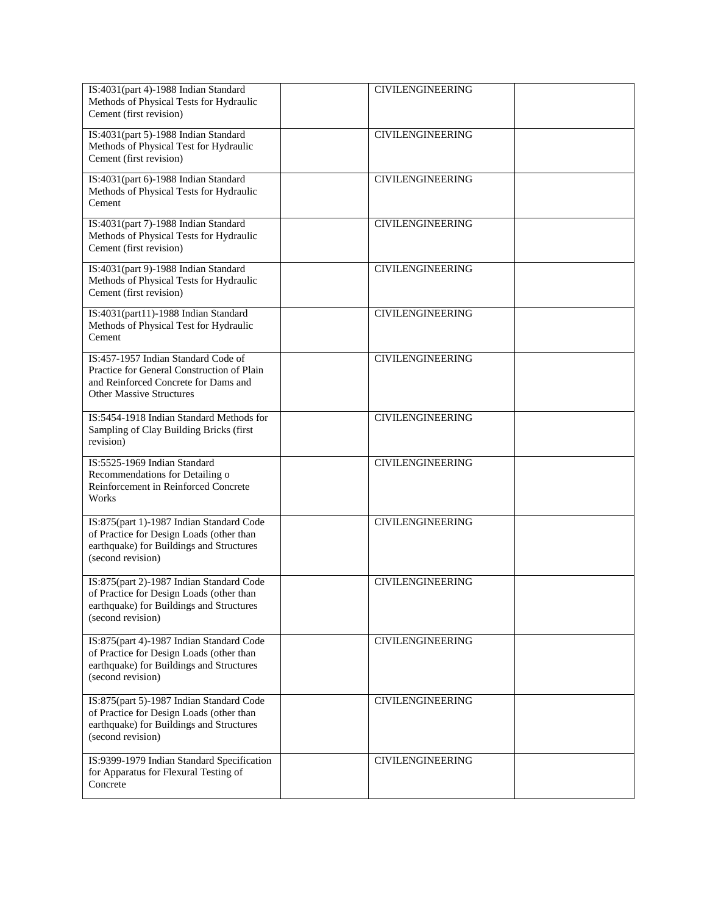| | | | |
|---|---|---|---|
| IS:4031(part 4)-1988 Indian Standard Methods of Physical Tests for Hydraulic Cement (first revision) | | CIVILENGINEERING | |
| IS:4031(part 5)-1988 Indian Standard Methods of Physical Test for Hydraulic Cement (first revision) | | CIVILENGINEERING | |
| IS:4031(part 6)-1988 Indian Standard Methods of Physical Tests for Hydraulic Cement | | CIVILENGINEERING | |
| IS:4031(part 7)-1988 Indian Standard Methods of Physical Tests for Hydraulic Cement (first revision) | | CIVILENGINEERING | |
| IS:4031(part 9)-1988 Indian Standard Methods of Physical Tests for Hydraulic Cement (first revision) | | CIVILENGINEERING | |
| IS:4031(part11)-1988 Indian Standard Methods of Physical Test for Hydraulic Cement | | CIVILENGINEERING | |
| IS:457-1957 Indian Standard Code of Practice for General Construction of Plain and Reinforced Concrete for Dams and Other Massive Structures | | CIVILENGINEERING | |
| IS:5454-1918 Indian Standard Methods for Sampling of Clay Building Bricks (first revision) | | CIVILENGINEERING | |
| IS:5525-1969 Indian Standard Recommendations for Detailing o Reinforcement in Reinforced Concrete Works | | CIVILENGINEERING | |
| IS:875(part 1)-1987 Indian Standard Code of Practice for Design Loads (other than earthquake) for Buildings and Structures (second revision) | | CIVILENGINEERING | |
| IS:875(part 2)-1987 Indian Standard Code of Practice for Design Loads (other than earthquake) for Buildings and Structures (second revision) | | CIVILENGINEERING | |
| IS:875(part 4)-1987 Indian Standard Code of Practice for Design Loads (other than earthquake) for Buildings and Structures (second revision) | | CIVILENGINEERING | |
| IS:875(part 5)-1987 Indian Standard Code of Practice for Design Loads (other than earthquake) for Buildings and Structures (second revision) | | CIVILENGINEERING | |
| IS:9399-1979 Indian Standard Specification for Apparatus for Flexural Testing of Concrete | | CIVILENGINEERING | |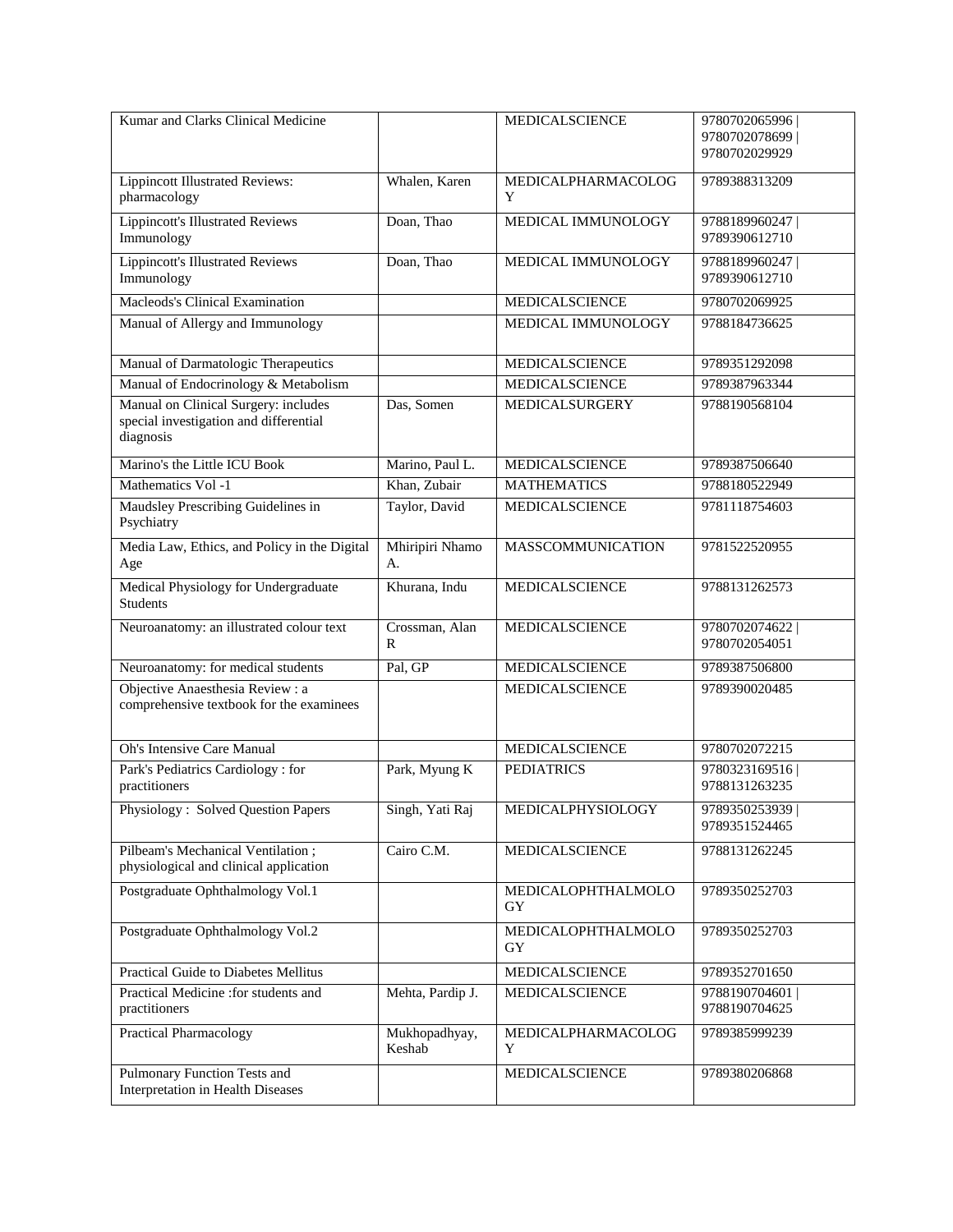| Kumar and Clarks Clinical Medicine | | MEDICALSCIENCE | 9780702065996 \| 9780702078699 \| 9780702029929 |
|---|---|---|---|
| Lippincott Illustrated Reviews: pharmacology | Whalen, Karen | MEDICALPHARMACOLOGY | 9789388313209 |
| Lippincott's Illustrated Reviews Immunology | Doan, Thao | MEDICAL IMMUNOLOGY | 9788189960247 \| 9789390612710 |
| Lippincott's Illustrated Reviews Immunology | Doan, Thao | MEDICAL IMMUNOLOGY | 9788189960247 \| 9789390612710 |
| Macleods's Clinical Examination | | MEDICALSCIENCE | 9780702069925 |
| Manual of Allergy and Immunology | | MEDICAL IMMUNOLOGY | 9788184736625 |
| Manual of Darmatologic Therapeutics | | MEDICALSCIENCE | 9789351292098 |
| Manual of Endocrinology & Metabolism | | MEDICALSCIENCE | 9789387963344 |
| Manual on Clinical Surgery: includes special investigation and differential diagnosis | Das, Somen | MEDICALSURGERY | 9788190568104 |
| Marino's the Little ICU Book | Marino, Paul L. | MEDICALSCIENCE | 9789387506640 |
| Mathematics Vol -1 | Khan, Zubair | MATHEMATICS | 9788180522949 |
| Maudsley Prescribing Guidelines in Psychiatry | Taylor, David | MEDICALSCIENCE | 9781118754603 |
| Media Law, Ethics, and Policy in the Digital Age | Mhiripiri Nhamo A. | MASSCOMMUNICATION | 9781522520955 |
| Medical Physiology for Undergraduate Students | Khurana, Indu | MEDICALSCIENCE | 9788131262573 |
| Neuroanatomy: an illustrated colour text | Crossman, Alan R | MEDICALSCIENCE | 9780702074622 \| 9780702054051 |
| Neuroanatomy: for medical students | Pal, GP | MEDICALSCIENCE | 9789387506800 |
| Objective Anaesthesia Review : a comprehensive textbook for the examinees | | MEDICALSCIENCE | 9789390020485 |
| Oh's Intensive Care Manual | | MEDICALSCIENCE | 9780702072215 |
| Park's Pediatrics Cardiology : for practitioners | Park, Myung K | PEDIATRICS | 9780323169516 \| 9788131263235 |
| Physiology : Solved Question Papers | Singh, Yati Raj | MEDICALPHYSIOLOGY | 9789350253939 \| 9789351524465 |
| Pilbeam's Mechanical Ventilation ; physiological and clinical application | Cairo C.M. | MEDICALSCIENCE | 9788131262245 |
| Postgraduate Ophthalmology Vol.1 | | MEDICALOPHTHALMOLOGY | 9789350252703 |
| Postgraduate Ophthalmology Vol.2 | | MEDICALOPHTHALMOLOGY | 9789350252703 |
| Practical Guide to Diabetes Mellitus | | MEDICALSCIENCE | 9789352701650 |
| Practical Medicine :for students and practitioners | Mehta, Pardip J. | MEDICALSCIENCE | 9788190704601 \| 9788190704625 |
| Practical Pharmacology | Mukhopadhyay, Keshab | MEDICALPHARMACOLOGY | 9789385999239 |
| Pulmonary Function Tests and Interpretation in Health Diseases | | MEDICALSCIENCE | 9789380206868 |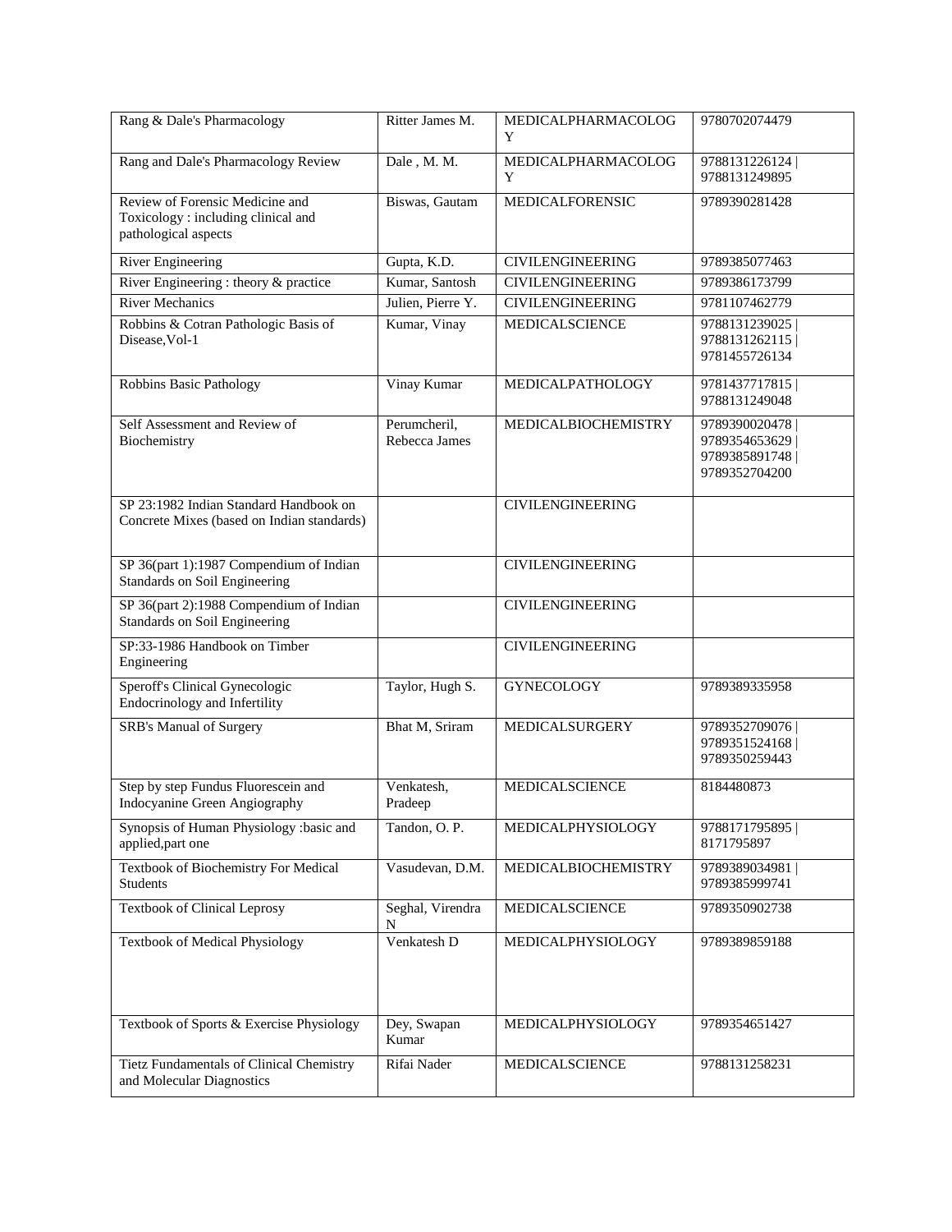| Rang & Dale's Pharmacology | Ritter James M. | MEDICALPHARMACOLOGY | 9780702074479 |
|---|---|---|---|
| Rang and Dale's Pharmacology Review | Dale , M. M. | MEDICALPHARMACOLOGY | 9788131226124 \| 9788131249895 |
| Review of Forensic Medicine and Toxicology : including clinical and pathological aspects | Biswas, Gautam | MEDICALFORENSIC | 9789390281428 |
| River Engineering | Gupta, K.D. | CIVILENGINEERING | 9789385077463 |
| River Engineering : theory & practice | Kumar, Santosh | CIVILENGINEERING | 9789386173799 |
| River Mechanics | Julien, Pierre Y. | CIVILENGINEERING | 9781107462779 |
| Robbins & Cotran Pathologic Basis of Disease,Vol-1 | Kumar, Vinay | MEDICALSCIENCE | 9788131239025 \| 9788131262115 \| 9781455726134 |
| Robbins Basic Pathology | Vinay Kumar | MEDICALPATHOLOGY | 9781437717815 \| 9788131249048 |
| Self Assessment and Review of Biochemistry | Perumcheril, Rebecca James | MEDICALBIOCHEMISTRY | 9789390020478 \| 9789354653629 \| 9789385891748 \| 9789352704200 |
| SP 23:1982 Indian Standard Handbook on Concrete Mixes (based on Indian standards) | | CIVILENGINEERING | |
| SP 36(part 1):1987 Compendium of Indian Standards on Soil Engineering | | CIVILENGINEERING | |
| SP 36(part 2):1988 Compendium of Indian Standards on Soil Engineering | | CIVILENGINEERING | |
| SP:33-1986 Handbook on Timber Engineering | | CIVILENGINEERING | |
| Speroff's Clinical Gynecologic Endocrinology and Infertility | Taylor, Hugh S. | GYNECOLOGY | 9789389335958 |
| SRB's Manual of Surgery | Bhat M, Sriram | MEDICALSURGERY | 9789352709076 \| 9789351524168 \| 9789350259443 |
| Step by step Fundus Fluorescein and Indocyanine Green Angiography | Venkatesh, Pradeep | MEDICALSCIENCE | 8184480873 |
| Synopsis of Human Physiology :basic and applied,part one | Tandon, O. P. | MEDICALPHYSIOLOGY | 9788171795895 \| 8171795897 |
| Textbook of Biochemistry For Medical Students | Vasudevan, D.M. | MEDICALBIOCHEMISTRY | 9789389034981 \| 9789385999741 |
| Textbook of Clinical Leprosy | Seghal, Virendra N | MEDICALSCIENCE | 9789350902738 |
| Textbook of Medical Physiology | Venkatesh D | MEDICALPHYSIOLOGY | 9789389859188 |
| Textbook of Sports & Exercise Physiology | Dey, Swapan Kumar | MEDICALPHYSIOLOGY | 9789354651427 |
| Tietz Fundamentals of Clinical Chemistry and Molecular Diagnostics | Rifai Nader | MEDICALSCIENCE | 9788131258231 |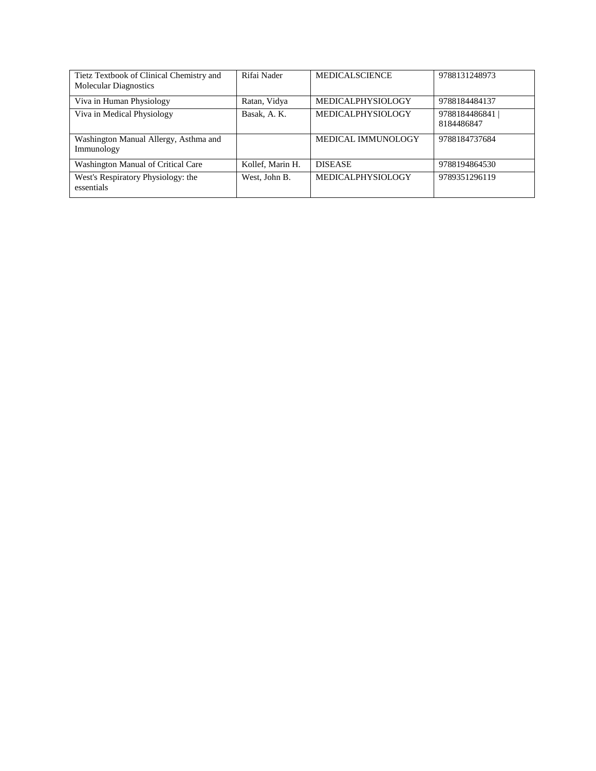| | | | |
|---|---|---|---|
| Tietz Textbook of Clinical Chemistry and Molecular Diagnostics | Rifai Nader | MEDICALSCIENCE | 9788131248973 |
| Viva in Human Physiology | Ratan, Vidya | MEDICALPHYSIOLOGY | 9788184484137 |
| Viva in Medical Physiology | Basak, A. K. | MEDICALPHYSIOLOGY | 9788184486841 \| 8184486847 |
| Washington Manual Allergy, Asthma and Immunology | | MEDICAL IMMUNOLOGY | 9788184737684 |
| Washington Manual of Critical Care | Kollef, Marin H. | DISEASE | 9788194864530 |
| West's Respiratory Physiology: the essentials | West, John B. | MEDICALPHYSIOLOGY | 9789351296119 |